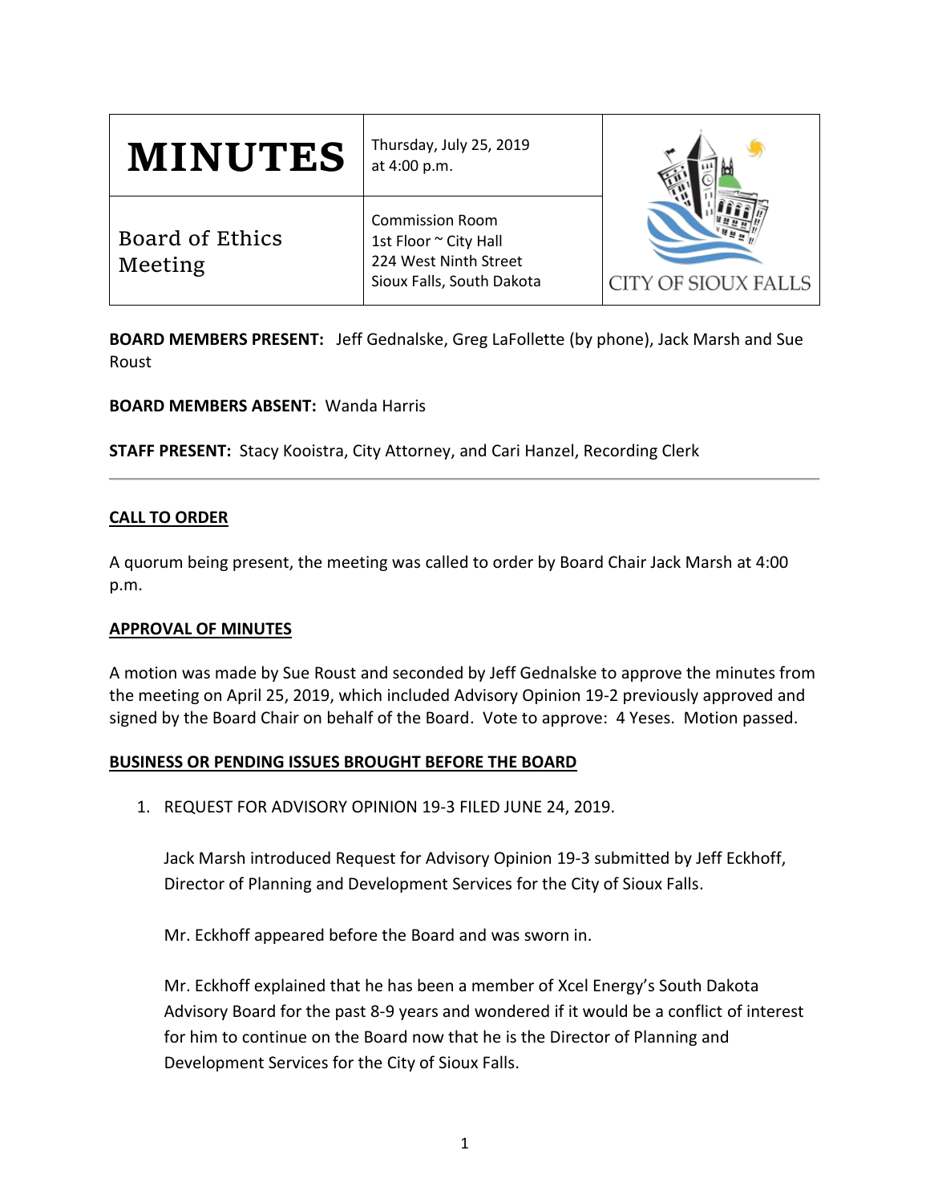| **MINUTES** | Thursday, July 25, 2019 at 4:00 p.m. | CITY OF SIOUX FALLS |
|---|---|---|
| Board of Ethics Meeting | Commission Room<br>1st Floor ~ City Hall<br>224 West Ninth Street<br>Sioux Falls, South Dakota | |

**BOARD MEMBERS PRESENT:** Jeff Gednalske, Greg LaFollette (by phone), Jack Marsh and Sue Roust

**BOARD MEMBERS ABSENT:** Wanda Harris

**STAFF PRESENT:** Stacy Kooistra, City Attorney, and Cari Hanzel, Recording Clerk

---

**CALL TO ORDER**

A quorum being present, the meeting was called to order by Board Chair Jack Marsh at 4:00 p.m.

**APPROVAL OF MINUTES**

A motion was made by Sue Roust and seconded by Jeff Gednalske to approve the minutes from the meeting on April 25, 2019, which included Advisory Opinion 19-2 previously approved and signed by the Board Chair on behalf of the Board. Vote to approve: 4 Yeses. Motion passed.

**BUSINESS OR PENDING ISSUES BROUGHT BEFORE THE BOARD**

1. REQUEST FOR ADVISORY OPINION 19-3 FILED JUNE 24, 2019.

   Jack Marsh introduced Request for Advisory Opinion 19-3 submitted by Jeff Eckhoff, Director of Planning and Development Services for the City of Sioux Falls.

   Mr. Eckhoff appeared before the Board and was sworn in.

   Mr. Eckhoff explained that he has been a member of Xcel Energy's South Dakota Advisory Board for the past 8-9 years and wondered if it would be a conflict of interest for him to continue on the Board now that he is the Director of Planning and Development Services for the City of Sioux Falls.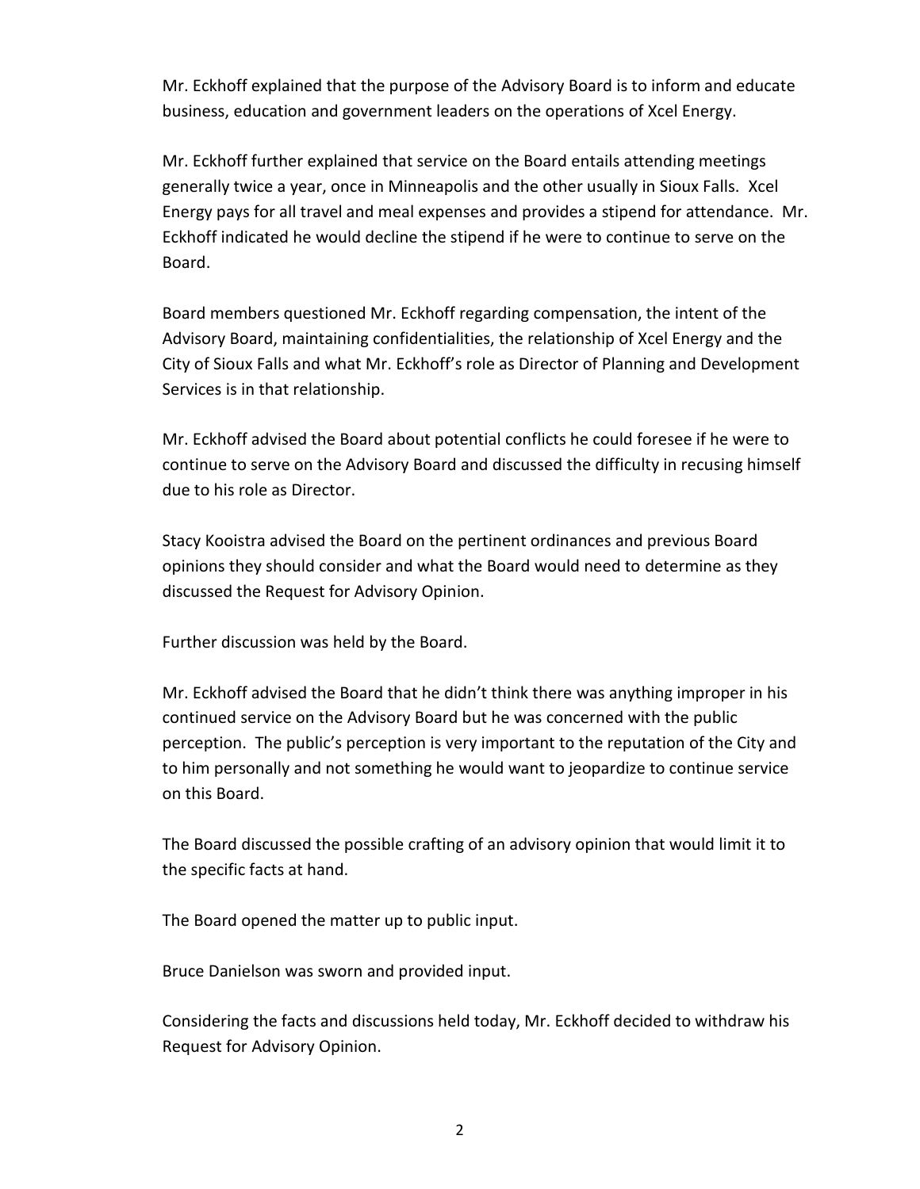Mr. Eckhoff explained that the purpose of the Advisory Board is to inform and educate business, education and government leaders on the operations of Xcel Energy.

Mr. Eckhoff further explained that service on the Board entails attending meetings generally twice a year, once in Minneapolis and the other usually in Sioux Falls. Xcel Energy pays for all travel and meal expenses and provides a stipend for attendance. Mr. Eckhoff indicated he would decline the stipend if he were to continue to serve on the Board.

Board members questioned Mr. Eckhoff regarding compensation, the intent of the Advisory Board, maintaining confidentialities, the relationship of Xcel Energy and the City of Sioux Falls and what Mr. Eckhoff's role as Director of Planning and Development Services is in that relationship.

Mr. Eckhoff advised the Board about potential conflicts he could foresee if he were to continue to serve on the Advisory Board and discussed the difficulty in recusing himself due to his role as Director.

Stacy Kooistra advised the Board on the pertinent ordinances and previous Board opinions they should consider and what the Board would need to determine as they discussed the Request for Advisory Opinion.

Further discussion was held by the Board.

Mr. Eckhoff advised the Board that he didn't think there was anything improper in his continued service on the Advisory Board but he was concerned with the public perception. The public's perception is very important to the reputation of the City and to him personally and not something he would want to jeopardize to continue service on this Board.

The Board discussed the possible crafting of an advisory opinion that would limit it to the specific facts at hand.

The Board opened the matter up to public input.

Bruce Danielson was sworn and provided input.

Considering the facts and discussions held today, Mr. Eckhoff decided to withdraw his Request for Advisory Opinion.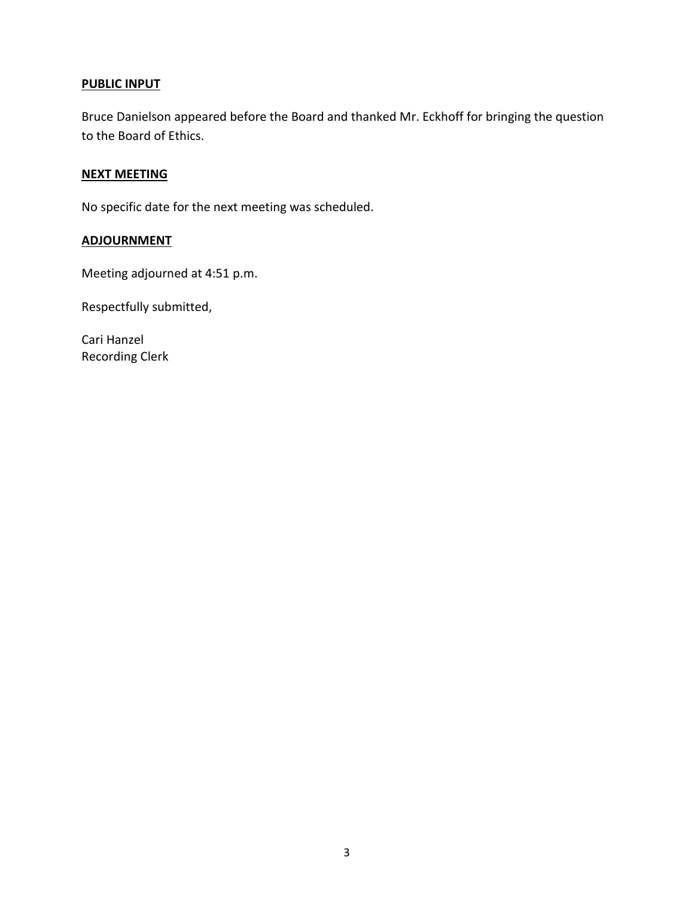**PUBLIC INPUT**

Bruce Danielson appeared before the Board and thanked Mr. Eckhoff for bringing the question to the Board of Ethics.

**NEXT MEETING**

No specific date for the next meeting was scheduled.

**ADJOURNMENT**

Meeting adjourned at 4:51 p.m.

Respectfully submitted,

Cari Hanzel
Recording Clerk